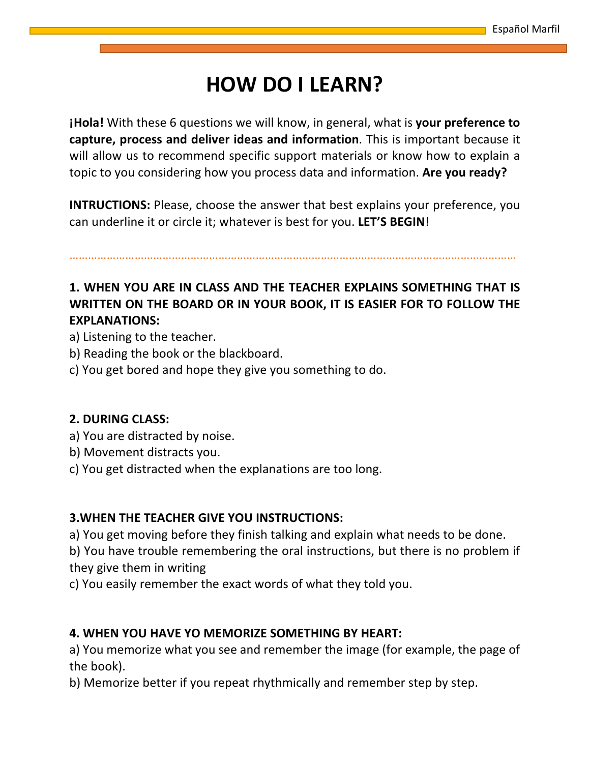# HOW DO I LEARN?

**¡Hola!** With these 6 questions we will know, in general, what is **your preference to capture, process and deliver ideas and information**. This is important because it will allow us to recommend specific support materials or know how to explain a topic to you considering how you process data and information. **Are you ready?**

**INTRUCTIONS:** Please, choose the answer that best explains your preference, you can underline it or circle it; whatever is best for you. **LET'S BEGIN**!

---

**1. WHEN YOU ARE IN CLASS AND THE TEACHER EXPLAINS SOMETHING THAT IS WRITTEN ON THE BOARD OR IN YOUR BOOK, IT IS EASIER FOR TO FOLLOW THE EXPLANATIONS:**

a) Listening to the teacher.
b) Reading the book or the blackboard.
c) You get bored and hope they give you something to do.

**2. DURING CLASS:**

a) You are distracted by noise.
b) Movement distracts you.
c) You get distracted when the explanations are too long.

**3.WHEN THE TEACHER GIVE YOU INSTRUCTIONS:**

a) You get moving before they finish talking and explain what needs to be done.
b) You have trouble remembering the oral instructions, but there is no problem if they give them in writing
c) You easily remember the exact words of what they told you.

**4. WHEN YOU HAVE YO MEMORIZE SOMETHING BY HEART:**

a) You memorize what you see and remember the image (for example, the page of the book).
b) Memorize better if you repeat rhythmically and remember step by step.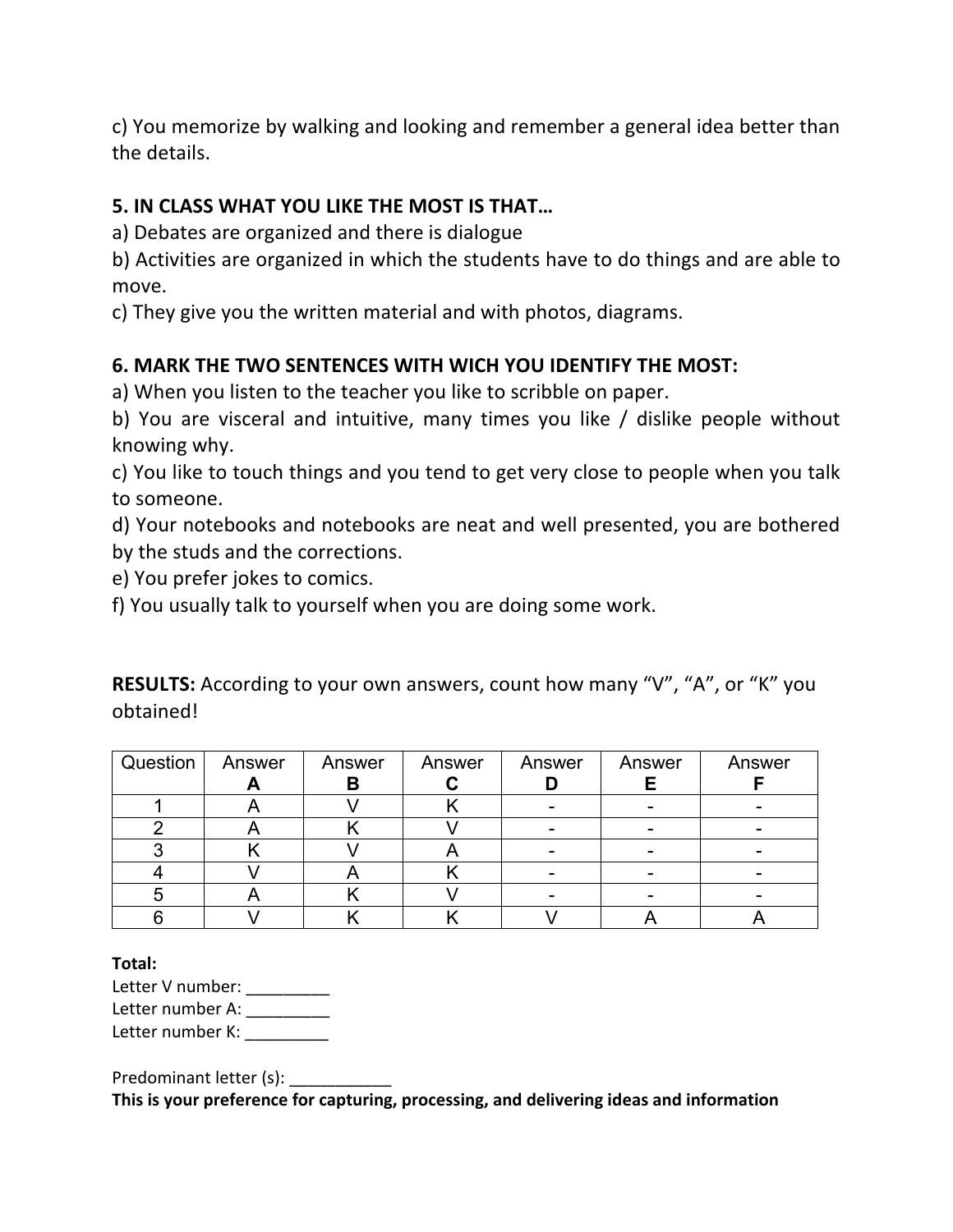c) You memorize by walking and looking and remember a general idea better than the details.

**5. IN CLASS WHAT YOU LIKE THE MOST IS THAT…**

a) Debates are organized and there is dialogue

b) Activities are organized in which the students have to do things and are able to move.

c) They give you the written material and with photos, diagrams.

**6. MARK THE TWO SENTENCES WITH WICH YOU IDENTIFY THE MOST:**

a) When you listen to the teacher you like to scribble on paper.

b) You are visceral and intuitive, many times you like / dislike people without knowing why.

c) You like to touch things and you tend to get very close to people when you talk to someone.

d) Your notebooks and notebooks are neat and well presented, you are bothered by the studs and the corrections.

e) You prefer jokes to comics.

f) You usually talk to yourself when you are doing some work.

**RESULTS:** According to your own answers, count how many "V", "A", or "K" you obtained!

| Question | Answer A | Answer B | Answer C | Answer D | Answer E | Answer F |
| --- | --- | --- | --- | --- | --- | --- |
| 1 | A | V | K | - | - | - |
| 2 | A | K | V | - | - | - |
| 3 | K | V | A | - | - | - |
| 4 | V | A | K | - | - | - |
| 5 | A | K | V | - | - | - |
| 6 | V | K | K | V | A | A |

**Total:**

Letter V number: _________

Letter number A: _________

Letter number K: _________

Predominant letter (s): ___________

**This is your preference for capturing, processing, and delivering ideas and information**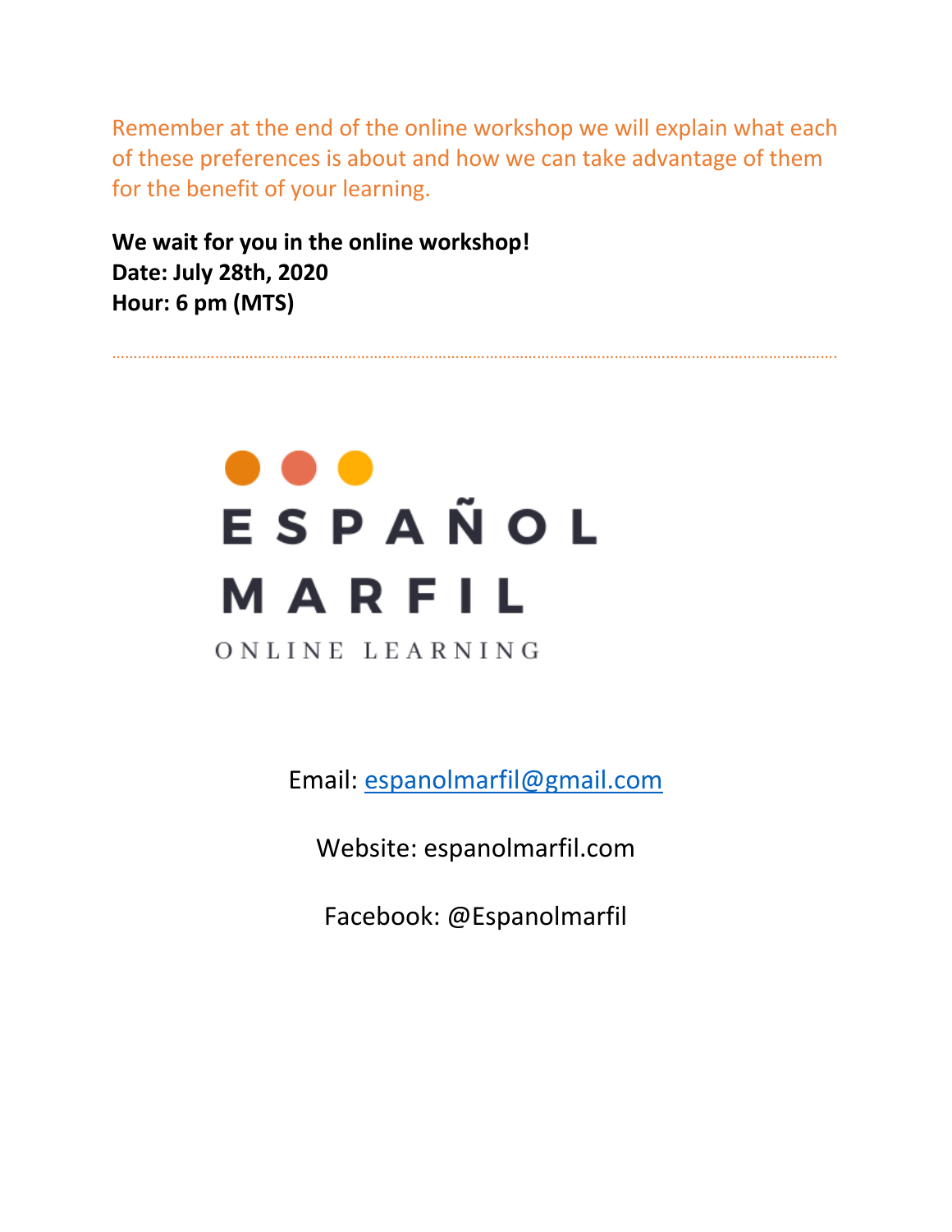Remember at the end of the online workshop we will explain what each of these preferences is about and how we can take advantage of them for the benefit of your learning.

**We wait for you in the online workshop!**
**Date: July 28th, 2020**
**Hour: 6 pm (MTS)**

---

ESPAÑOL MARFIL

ONLINE LEARNING

Email: espanolmarfil@gmail.com

Website: espanolmarfil.com

Facebook: @Espanolmarfil